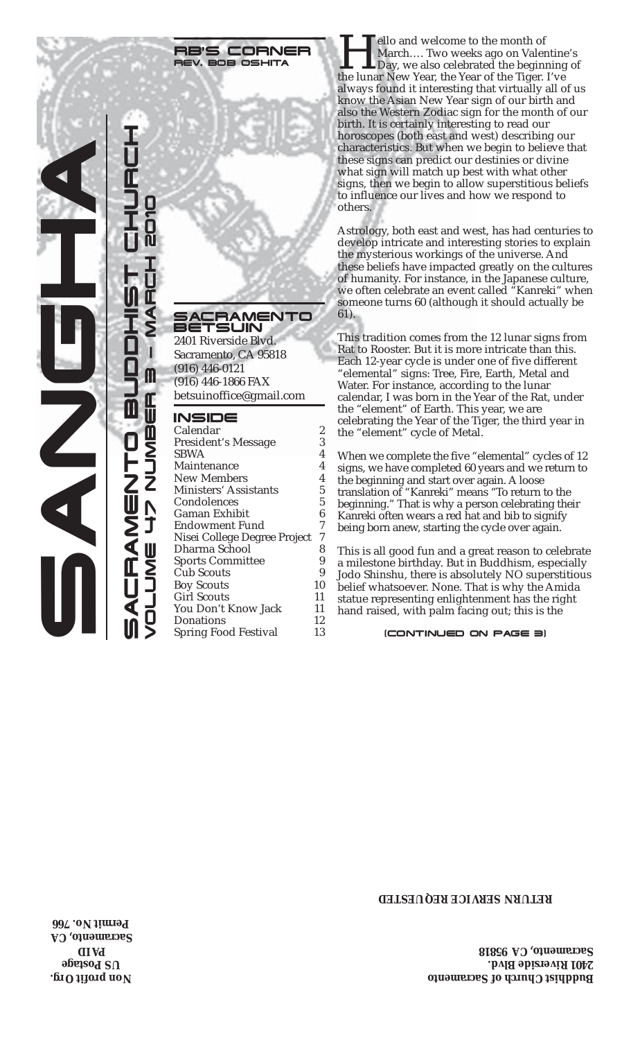# SANGHA

## SACRAMENTO BUDDHIST CHURCH
### VOLUME 47 NUMBER 3 – MARCH 2010

## SACRAMENTO BETSUIN

2401 Riverside Blvd.
Sacramento, CA 95818
(916) 446-0121
(916) 446-1866 FAX
betsuinoffice@gmail.com

## INSIDE

| | |
|---|---|
| Calendar | 2 |
| President's Message | 3 |
| SBWA | 4 |
| Maintenance | 4 |
| New Members | 4 |
| Ministers' Assistants | 5 |
| Condolences | 5 |
| Gaman Exhibit | 6 |
| Endowment Fund | 7 |
| Nisei College Degree Project | 7 |
| Dharma School | 8 |
| Sports Committee | 9 |
| Cub Scouts | 9 |
| Boy Scouts | 10 |
| Girl Scouts | 11 |
| You Don't Know Jack | 11 |
| Donations | 12 |
| Spring Food Festival | 13 |

## RB'S CORNER
### REV. BOB OSHITA

Hello and welcome to the month of March…. Two weeks ago on Valentine's Day, we also celebrated the beginning of the lunar New Year, the Year of the Tiger. I've always found it interesting that virtually all of us know the Asian New Year sign of our birth and also the Western Zodiac sign for the month of our birth. It is certainly interesting to read our horoscopes (both east and west) describing our characteristics. But when we begin to believe that these signs can predict our destinies or divine what sign will match up best with what other signs, then we begin to allow superstitious beliefs to influence our lives and how we respond to others.

Astrology, both east and west, has had centuries to develop intricate and interesting stories to explain the mysterious workings of the universe. And these beliefs have impacted greatly on the cultures of humanity. For instance, in the Japanese culture, we often celebrate an event called "Kanreki" when someone turns 60 (although it should actually be 61).

This tradition comes from the 12 lunar signs from Rat to Rooster. But it is more intricate than this. Each 12-year cycle is under one of five different "elemental" signs: Tree, Fire, Earth, Metal and Water. For instance, according to the lunar calendar, I was born in the Year of the Rat, under the "element" of Earth. This year, we are celebrating the Year of the Tiger, the third year in the "element" cycle of Metal.

When we complete the five "elemental" cycles of 12 signs, we have completed 60 years and we return to the beginning and start over again. A loose translation of "Kanreki" means "To return to the beginning." That is why a person celebrating their Kanreki often wears a red hat and bib to signify being born anew, starting the cycle over again.

This is all good fun and a great reason to celebrate a milestone birthday. But in Buddhism, especially Jodo Shinshu, there is absolutely NO superstitious belief whatsoever. None. That is why the Amida statue representing enlightenment has the right hand raised, with palm facing out; this is the

(CONTINUED ON PAGE 3)

**RETURN SERVICE REQUESTED**

**Buddhist Church of Sacramento**
**2401 Riverside Blvd.**
**Sacramento, CA 95818**

**Non profit Org.**
**US Postage**
**PAID**
**Sacramento, CA**
**Permit No. 766**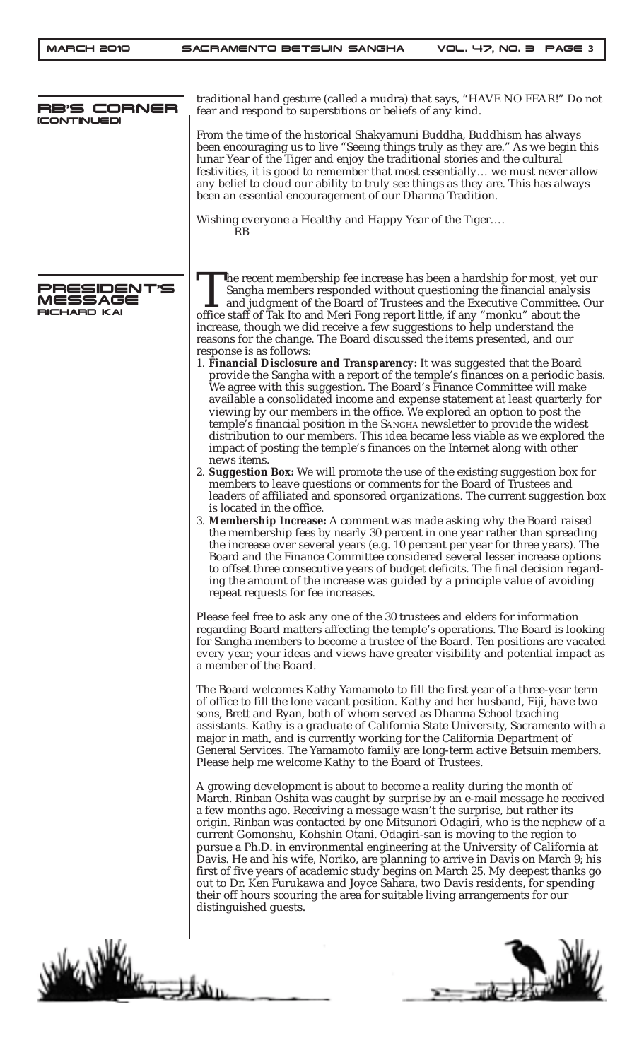## RB'S CORNER (CONTINUED)

traditional hand gesture (called a mudra) that says, "HAVE NO FEAR!" Do not fear and respond to superstitions or beliefs of any kind.

From the time of the historical Shakyamuni Buddha, Buddhism has always been encouraging us to live "Seeing things truly as they are." As we begin this lunar Year of the Tiger and enjoy the traditional stories and the cultural festivities, it is good to remember that most essentially… we must never allow any belief to cloud our ability to truly see things as they are. This has always been an essential encouragement of our Dharma Tradition.

Wishing everyone a Healthy and Happy Year of the Tiger….

RB

## PRESIDENT'S MESSAGE

### RICHARD KAI

The recent membership fee increase has been a hardship for most, yet our Sangha members responded without questioning the financial analysis and judgment of the Board of Trustees and the Executive Committee. Our office staff of Tak Ito and Meri Fong report little, if any "monku" about the increase, though we did receive a few suggestions to help understand the reasons for the change. The Board discussed the items presented, and our response is as follows:

1. **Financial Disclosure and Transparency:** It was suggested that the Board provide the Sangha with a report of the temple's finances on a periodic basis. We agree with this suggestion. The Board's Finance Committee will make available a consolidated income and expense statement at least quarterly for viewing by our members in the office. We explored an option to post the temple's financial position in the SANGHA newsletter to provide the widest distribution to our members. This idea became less viable as we explored the impact of posting the temple's finances on the Internet along with other news items.
2. **Suggestion Box:** We will promote the use of the existing suggestion box for members to leave questions or comments for the Board of Trustees and leaders of affiliated and sponsored organizations. The current suggestion box is located in the office.
3. **Membership Increase:** A comment was made asking why the Board raised the membership fees by nearly 30 percent in one year rather than spreading the increase over several years (e.g. 10 percent per year for three years). The Board and the Finance Committee considered several lesser increase options to offset three consecutive years of budget deficits. The final decision regarding the amount of the increase was guided by a principle value of avoiding repeat requests for fee increases.

Please feel free to ask any one of the 30 trustees and elders for information regarding Board matters affecting the temple's operations. The Board is looking for Sangha members to become a trustee of the Board. Ten positions are vacated every year; your ideas and views have greater visibility and potential impact as a member of the Board.

The Board welcomes Kathy Yamamoto to fill the first year of a three-year term of office to fill the lone vacant position. Kathy and her husband, Eiji, have two sons, Brett and Ryan, both of whom served as Dharma School teaching assistants. Kathy is a graduate of California State University, Sacramento with a major in math, and is currently working for the California Department of General Services. The Yamamoto family are long-term active Betsuin members. Please help me welcome Kathy to the Board of Trustees.

A growing development is about to become a reality during the month of March. Rinban Oshita was caught by surprise by an e-mail message he received a few months ago. Receiving a message wasn't the surprise, but rather its origin. Rinban was contacted by one Mitsunori Odagiri, who is the nephew of a current Gomonshu, Kohshin Otani. Odagiri-san is moving to the region to pursue a Ph.D. in environmental engineering at the University of California at Davis. He and his wife, Noriko, are planning to arrive in Davis on March 9; his first of five years of academic study begins on March 25. My deepest thanks go out to Dr. Ken Furukawa and Joyce Sahara, two Davis residents, for spending their off hours scouring the area for suitable living arrangements for our distinguished guests.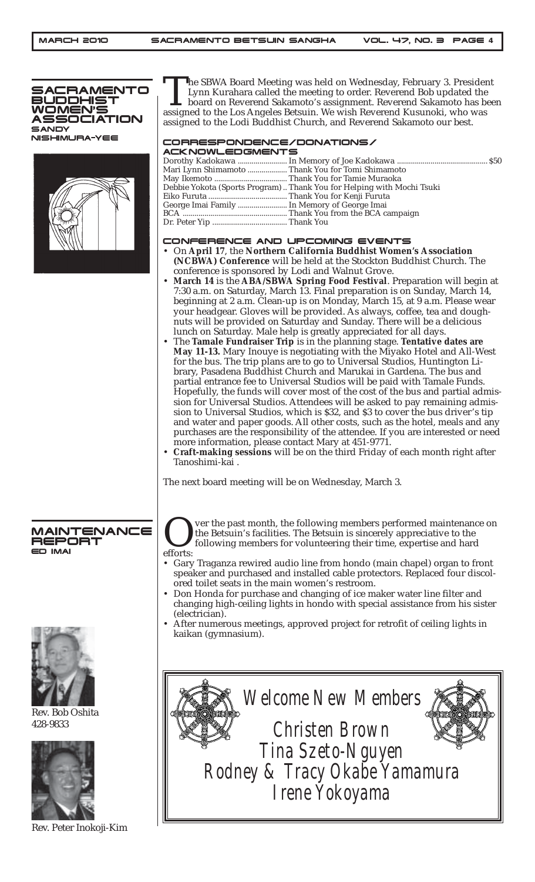## SACRAMENTO BUDDHIST WOMEN'S ASSOCIATION

**SANDY NISHIMURA-YEE**

The SBWA Board Meeting was held on Wednesday, February 3. President Lynn Kurahara called the meeting to order. Reverend Bob updated the board on Reverend Sakamoto's assignment. Reverend Sakamoto has been assigned to the Los Angeles Betsuin. We wish Reverend Kusunoki, who was assigned to the Lodi Buddhist Church, and Reverend Sakamoto our best.

### CORRESPONDENCE/DONATIONS/ ACKNOWLEDGMENTS

| | | |
|---|---|---|
| Dorothy Kadokawa | In Memory of Joe Kadokawa | $50 |
| Mari Lynn Shimamoto | Thank You for Tomi Shimamoto | |
| May Ikemoto | Thank You for Tamie Muraoka | |
| Debbie Yokota (Sports Program) | Thank You for Helping with Mochi Tsuki | |
| Eiko Furuta | Thank You for Kenji Furuta | |
| George Imai Family | In Memory of George Imai | |
| BCA | Thank You from the BCA campaign | |
| Dr. Peter Yip | Thank You | |

### CONFERENCE AND UPCOMING EVENTS

- On **April 17**, the **Northern California Buddhist Women's Association (NCBWA) Conference** will be held at the Stockton Buddhist Church. The conference is sponsored by Lodi and Walnut Grove.
- **March 14** is the **ABA/SBWA Spring Food Festival**. Preparation will begin at 7:30 a.m. on Saturday, March 13. Final preparation is on Sunday, March 14, beginning at 2 a.m. Clean-up is on Monday, March 15, at 9 a.m. Please wear your headgear. Gloves will be provided. As always, coffee, tea and doughnuts will be provided on Saturday and Sunday. There will be a delicious lunch on Saturday. Male help is greatly appreciated for all days.
- The **Tamale Fundraiser Trip** is in the planning stage. **Tentative dates are May 11-13.** Mary Inouye is negotiating with the Miyako Hotel and All-West for the bus. The trip plans are to go to Universal Studios, Huntington Library, Pasadena Buddhist Church and Marukai in Gardena. The bus and partial entrance fee to Universal Studios will be paid with Tamale Funds. Hopefully, the funds will cover most of the cost of the bus and partial admission for Universal Studios. Attendees will be asked to pay remaining admission to Universal Studios, which is $32, and $3 to cover the bus driver's tip and water and paper goods. All other costs, such as the hotel, meals and any purchases are the responsibility of the attendee. If you are interested or need more information, please contact Mary at 451-9771.
- **Craft-making sessions** will be on the third Friday of each month right after Tanoshimi-kai .

The next board meeting will be on Wednesday, March 3.

## MAINTENANCE REPORT

**ED IMAI**

Over the past month, the following members performed maintenance on the Betsuin's facilities. The Betsuin is sincerely appreciative to the following members for volunteering their time, expertise and hard efforts:

- Gary Traganza rewired audio line from hondo (main chapel) organ to front speaker and purchased and installed cable protectors. Replaced four discolored toilet seats in the main women's restroom.
- Don Honda for purchase and changing of ice maker water line filter and changing high-ceiling lights in hondo with special assistance from his sister (electrician).
- After numerous meetings, approved project for retrofit of ceiling lights in kaikan (gymnasium).

Rev. Bob Oshita
428-9833

Rev. Peter Inokoji-Kim

## Welcome New Members

Christen Brown
Tina Szeto-Nguyen
Rodney & Tracy Okabe Yamamura
Irene Yokoyama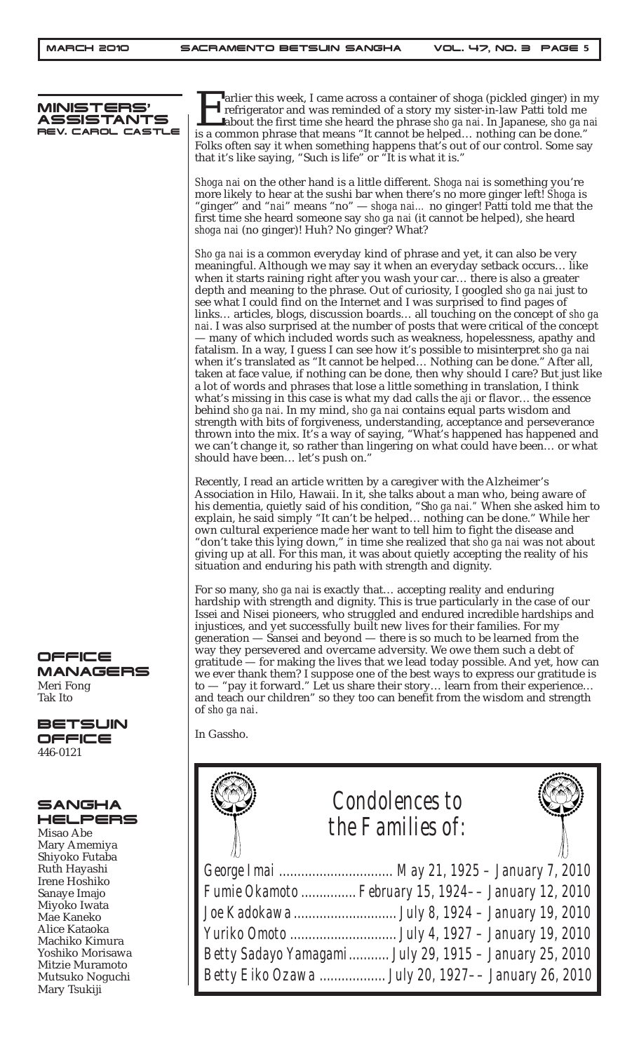## MINISTERS' ASSISTANTS

REV. CAROL CASTLE

Earlier this week, I came across a container of shoga (pickled ginger) in my refrigerator and was reminded of a story my sister-in-law Patti told me about the first time she heard the phrase *sho ga nai*. In Japanese, *sho ga nai* is a common phrase that means "It cannot be helped… nothing can be done." Folks often say it when something happens that's out of our control. Some say that it's like saying, "Such is life" or "It is what it is."

*Shoga nai* on the other hand is a little different. *Shoga nai* is something you're more likely to hear at the sushi bar when there's no more ginger left! *Shoga* is "ginger" and "*nai*" means "no" — *shoga nai…* no ginger! Patti told me that the first time she heard someone say *sho ga nai* (it cannot be helped), she heard *shoga nai* (no ginger)! Huh? No ginger? What?

*Sho ga nai* is a common everyday kind of phrase and yet, it can also be very meaningful. Although we may say it when an everyday setback occurs… like when it starts raining right after you wash your car… there is also a greater depth and meaning to the phrase. Out of curiosity, I googled *sho ga nai* just to see what I could find on the Internet and I was surprised to find pages of links… articles, blogs, discussion boards… all touching on the concept of *sho ga nai*. I was also surprised at the number of posts that were critical of the concept — many of which included words such as weakness, hopelessness, apathy and fatalism. In a way, I guess I can see how it's possible to misinterpret *sho ga nai* when it's translated as "It cannot be helped… Nothing can be done." After all, taken at face value, if nothing can be done, then why should I care? But just like a lot of words and phrases that lose a little something in translation, I think what's missing in this case is what my dad calls the *aji* or flavor… the essence behind *sho ga nai*. In my mind, *sho ga nai* contains equal parts wisdom and strength with bits of forgiveness, understanding, acceptance and perseverance thrown into the mix. It's a way of saying, "What's happened has happened and we can't change it, so rather than lingering on what could have been… or what should have been… let's push on."

Recently, I read an article written by a caregiver with the Alzheimer's Association in Hilo, Hawaii. In it, she talks about a man who, being aware of his dementia, quietly said of his condition, "*Sho ga nai.*" When she asked him to explain, he said simply "It can't be helped… nothing can be done." While her own cultural experience made her want to tell him to fight the disease and "don't take this lying down," in time she realized that *sho ga nai* was not about giving up at all. For this man, it was about quietly accepting the reality of his situation and enduring his path with strength and dignity.

For so many, *sho ga nai* is exactly that… accepting reality and enduring hardship with strength and dignity. This is true particularly in the case of our Issei and Nisei pioneers, who struggled and endured incredible hardships and injustices, and yet successfully built new lives for their families. For my generation — Sansei and beyond — there is so much to be learned from the way they persevered and overcame adversity. We owe them such a debt of gratitude — for making the lives that we lead today possible. And yet, how can we ever thank them? I suppose one of the best ways to express our gratitude is to — "pay it forward." Let us share their story… learn from their experience… and teach our children" so they too can benefit from the wisdom and strength of *sho ga nai*.

In Gassho.

## OFFICE MANAGERS

Meri Fong
Tak Ito

## BETSUIN OFFICE

446-0121

## SANGHA HELPERS

Misao Abe
Mary Amemiya
Shiyoko Futaba
Ruth Hayashi
Irene Hoshiko
Sanaye Imajo
Miyoko Iwata
Mae Kaneko
Alice Kataoka
Machiko Kimura
Yoshiko Morisawa
Mitzie Muramoto
Mutsuko Noguchi
Mary Tsukiji

## Condolences to the Families of:

George Imai ............................... May 21, 1925 – January 7, 2010
Fumie Okamoto ............... February 15, 1924–– January 12, 2010
Joe Kadokawa ............................ July 8, 1924 – January 19, 2010
Yuriko Omoto ............................. July 4, 1927 – January 19, 2010
Betty Sadayo Yamagami........... July 29, 1915 – January 25, 2010
Betty Eiko Ozawa .................. July 20, 1927–– January 26, 2010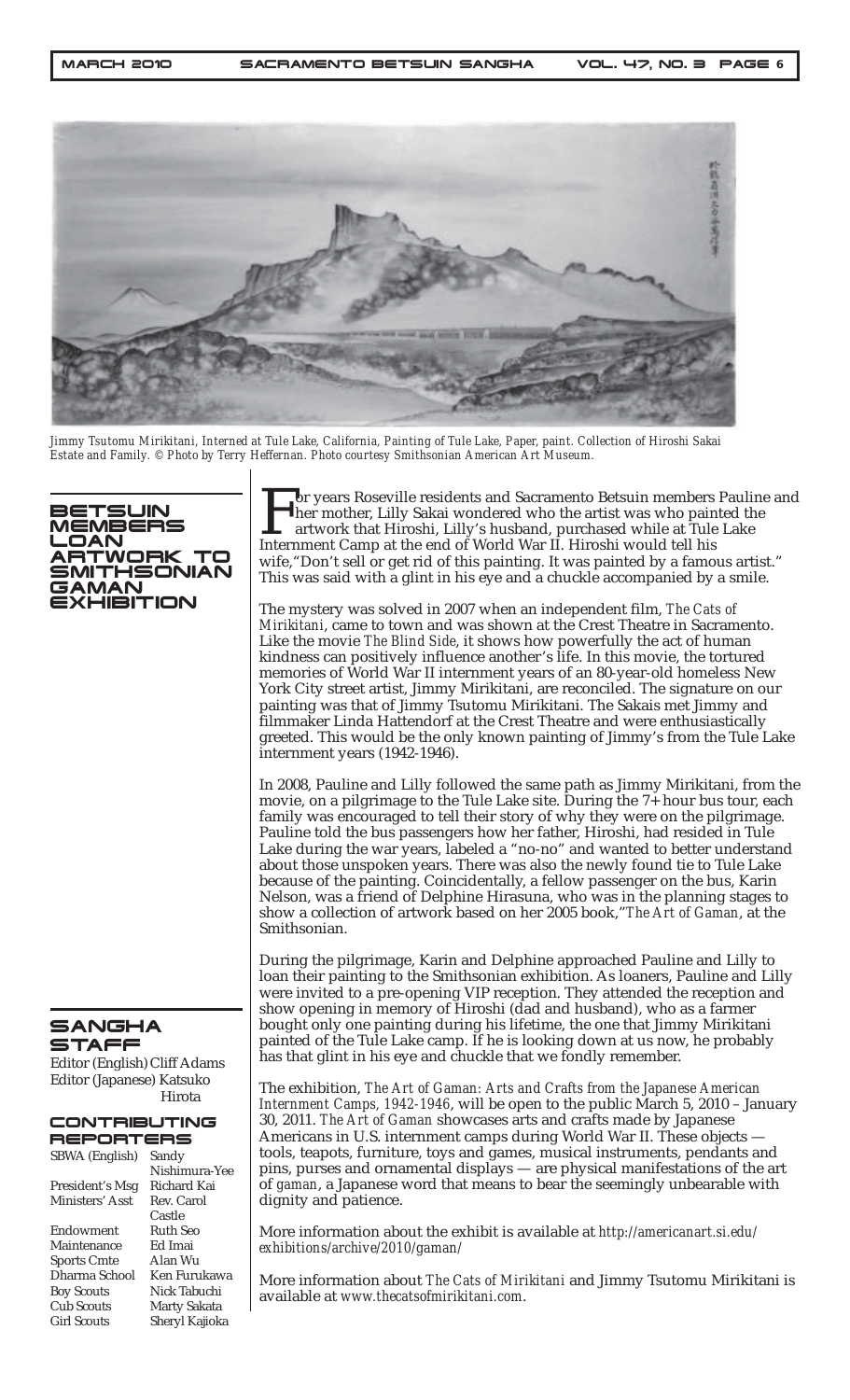*Jimmy Tsutomu Mirikitani, Interned at Tule Lake, California, Painting of Tule Lake, Paper, paint. Collection of Hiroshi Sakai Estate and Family. © Photo by Terry Heffernan. Photo courtesy Smithsonian American Art Museum.*

## BETSUIN MEMBERS LOAN ARTWORK TO SMITHSONIAN GAMAN EXHIBITION

For years Roseville residents and Sacramento Betsuin members Pauline and her mother, Lilly Sakai wondered who the artist was who painted the artwork that Hiroshi, Lilly's husband, purchased while at Tule Lake Internment Camp at the end of World War II. Hiroshi would tell his wife,"Don't sell or get rid of this painting. It was painted by a famous artist." This was said with a glint in his eye and a chuckle accompanied by a smile.

The mystery was solved in 2007 when an independent film, *The Cats of Mirikitani*, came to town and was shown at the Crest Theatre in Sacramento. Like the movie *The Blind Side*, it shows how powerfully the act of human kindness can positively influence another's life. In this movie, the tortured memories of World War II internment years of an 80-year-old homeless New York City street artist, Jimmy Mirikitani, are reconciled. The signature on our painting was that of Jimmy Tsutomu Mirikitani. The Sakais met Jimmy and filmmaker Linda Hattendorf at the Crest Theatre and were enthusiastically greeted. This would be the only known painting of Jimmy's from the Tule Lake internment years (1942-1946).

In 2008, Pauline and Lilly followed the same path as Jimmy Mirikitani, from the movie, on a pilgrimage to the Tule Lake site. During the 7+ hour bus tour, each family was encouraged to tell their story of why they were on the pilgrimage. Pauline told the bus passengers how her father, Hiroshi, had resided in Tule Lake during the war years, labeled a "no-no" and wanted to better understand about those unspoken years. There was also the newly found tie to Tule Lake because of the painting. Coincidentally, a fellow passenger on the bus, Karin Nelson, was a friend of Delphine Hirasuna, who was in the planning stages to show a collection of artwork based on her 2005 book,"*The Art of Gaman*, at the Smithsonian.

During the pilgrimage, Karin and Delphine approached Pauline and Lilly to loan their painting to the Smithsonian exhibition. As loaners, Pauline and Lilly were invited to a pre-opening VIP reception. They attended the reception and show opening in memory of Hiroshi (dad and husband), who as a farmer bought only one painting during his lifetime, the one that Jimmy Mirikitani painted of the Tule Lake camp. If he is looking down at us now, he probably has that glint in his eye and chuckle that we fondly remember.

The exhibition, *The Art of Gaman: Arts and Crafts from the Japanese American Internment Camps, 1942-1946*, will be open to the public March 5, 2010 – January 30, 2011. *The Art of Gaman* showcases arts and crafts made by Japanese Americans in U.S. internment camps during World War II. These objects — tools, teapots, furniture, toys and games, musical instruments, pendants and pins, purses and ornamental displays — are physical manifestations of the art of *gaman*, a Japanese word that means to bear the seemingly unbearable with dignity and patience.

More information about the exhibit is available at *http://americanart.si.edu/exhibitions/archive/2010/gaman/*

More information about *The Cats of Mirikitani* and Jimmy Tsutomu Mirikitani is available at *www.thecatsofmirikitani.com*.

## SANGHA STAFF

Editor (English) Cliff Adams
Editor (Japanese) Katsuko Hirota

### CONTRIBUTING REPORTERS

| | |
|---|---|
| SBWA (English) | Sandy Nishimura-Yee |
| President's Msg | Richard Kai |
| Ministers' Asst | Rev. Carol Castle |
| Endowment | Ruth Seo |
| Maintenance | Ed Imai |
| Sports Cmte | Alan Wu |
| Dharma School | Ken Furukawa |
| Boy Scouts | Nick Tabuchi |
| Cub Scouts | Marty Sakata |
| Girl Scouts | Sheryl Kajioka |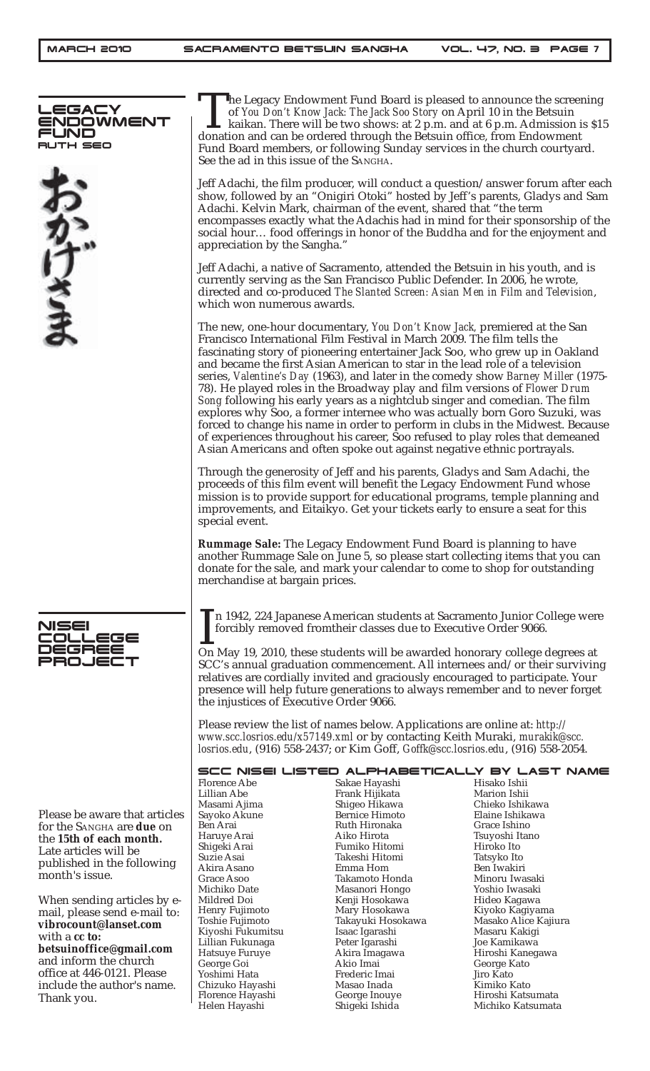## LEGACY ENDOWMENT FUND

### RUTH SEO

おかげさま

The Legacy Endowment Fund Board is pleased to announce the screening of *You Don't Know Jack: The Jack Soo Story* on April 10 in the Betsuin kaikan. There will be two shows: at 2 p.m. and at 6 p.m. Admission is $15 donation and can be ordered through the Betsuin office, from Endowment Fund Board members, or following Sunday services in the church courtyard. See the ad in this issue of the SANGHA.

Jeff Adachi, the film producer, will conduct a question/answer forum after each show, followed by an "Onigiri Otoki" hosted by Jeff's parents, Gladys and Sam Adachi. Kelvin Mark, chairman of the event, shared that "the term encompasses exactly what the Adachis had in mind for their sponsorship of the social hour… food offerings in honor of the Buddha and for the enjoyment and appreciation by the Sangha."

Jeff Adachi, a native of Sacramento, attended the Betsuin in his youth, and is currently serving as the San Francisco Public Defender. In 2006, he wrote, directed and co-produced *The Slanted Screen: Asian Men in Film and Television*, which won numerous awards.

The new, one-hour documentary, *You Don't Know Jack*, premiered at the San Francisco International Film Festival in March 2009. The film tells the fascinating story of pioneering entertainer Jack Soo, who grew up in Oakland and became the first Asian American to star in the lead role of a television series, *Valentine's Day* (1963), and later in the comedy show *Barney Miller* (1975-78). He played roles in the Broadway play and film versions of *Flower Drum Song* following his early years as a nightclub singer and comedian. The film explores why Soo, a former internee who was actually born Goro Suzuki, was forced to change his name in order to perform in clubs in the Midwest. Because of experiences throughout his career, Soo refused to play roles that demeaned Asian Americans and often spoke out against negative ethnic portrayals.

Through the generosity of Jeff and his parents, Gladys and Sam Adachi, the proceeds of this film event will benefit the Legacy Endowment Fund whose mission is to provide support for educational programs, temple planning and improvements, and Eitaikyo. Get your tickets early to ensure a seat for this special event.

**Rummage Sale:** The Legacy Endowment Fund Board is planning to have another Rummage Sale on June 5, so please start collecting items that you can donate for the sale, and mark your calendar to come to shop for outstanding merchandise at bargain prices.

## NISEI COLLEGE DEGREE PROJECT

In 1942, 224 Japanese American students at Sacramento Junior College were forcibly removed fromtheir classes due to Executive Order 9066.

On May 19, 2010, these students will be awarded honorary college degrees at SCC's annual graduation commencement. All internees and/or their surviving relatives are cordially invited and graciously encouraged to participate. Your presence will help future generations to always remember and to never forget the injustices of Executive Order 9066.

Please review the list of names below. Applications are online at: *http://www.scc.losrios.edu/x57149.xml* or by contacting Keith Muraki, *murakik@scc.losrios.edu*, (916) 558-2437; or Kim Goff, *Goffk@scc.losrios.edu*, (916) 558-2054.

### SCC NISEI LISTED ALPHABETICALLY BY LAST NAME

Florence Abe
Lillian Abe
Masami Ajima
Sayoko Akune
Ben Arai
Haruye Arai
Shigeki Arai
Suzie Asai
Akira Asano
Grace Asoo
Michiko Date
Mildred Doi
Henry Fujimoto
Toshie Fujimoto
Kiyoshi Fukumitsu
Lillian Fukunaga
Hatsuye Furuye
George Goi
Yoshimi Hata
Chizuko Hayashi
Florence Hayashi
Helen Hayashi
Sakae Hayashi
Frank Hijikata
Shigeo Hikawa
Bernice Himoto
Ruth Hironaka
Aiko Hirota
Fumiko Hitomi
Takeshi Hitomi
Emma Hom
Takamoto Honda
Masanori Hongo
Kenji Hosokawa
Mary Hosokawa
Takayuki Hosokawa
Isaac Igarashi
Peter Igarashi
Akira Imagawa
Akio Imai
Frederic Imai
Masao Inada
George Inouye
Shigeki Ishida
Hisako Ishii
Marion Ishii
Chieko Ishikawa
Elaine Ishikawa
Grace Ishino
Tsuyoshi Itano
Hiroko Ito
Tatsyko Ito
Ben Iwakiri
Minoru Iwasaki
Yoshio Iwasaki
Hideo Kagawa
Kiyoko Kagiyama
Masako Alice Kajiura
Masaru Kakigi
Joe Kamikawa
Hiroshi Kanegawa
George Kato
Jiro Kato
Kimiko Kato
Hiroshi Katsumata
Michiko Katsumata

Please be aware that articles for the SANGHA are **due** on the **15th of each month.** Late articles will be published in the following month's issue.

When sending articles by e-mail, please send e-mail to: **vibrocount@lanset.com** with a **cc to: betsuinoffice@gmail.com** and inform the church office at 446-0121. Please include the author's name. Thank you.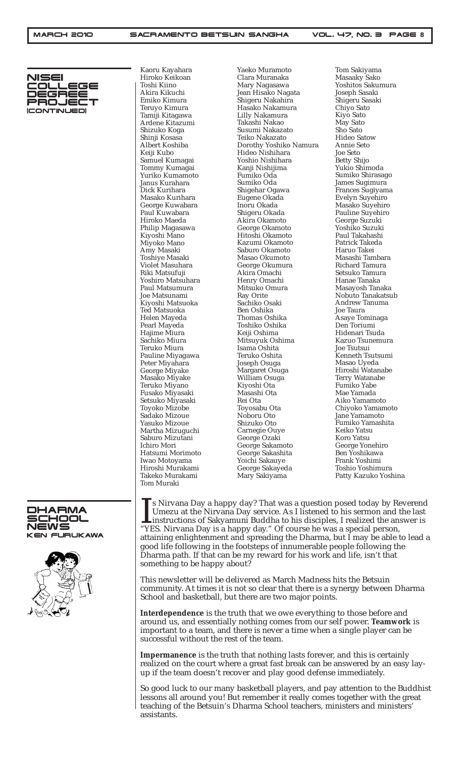## NISEI COLLEGE DEGREE PROJECT (CONTINUED)

Kaoru Kayahara
Hiroko Keikoan
Toshi Kiino
Akira Kikuchi
Emiko Kimura
Teruyo Kimura
Tamiji Kitagawa
Ardene Kitazumi
Shizuko Koga
Shinji Kosasa
Albert Koshiba
Keiji Kubo
Samuel Kumagai
Tommy Kumagai
Yuriko Kumamoto
Janus Kurahara
Dick Kurihara
Masako Kurihara
George Kuwabara
Paul Kuwabara
Hiroko Maeda
Philip Magasawa
Kiyoshi Mano
Miyoko Mano
Amy Masaki
Toshiye Masaki
Violet Masuhara
Riki Matsufuji
Yoshiro Matsuhara
Paul Matsumura
Joe Matsunami
Kiyoshi Matsuoka
Ted Matsuoka
Helen Mayeda
Pearl Mayeda
Hajime Miura
Sachiko Miura
Teruko Miura
Pauline Miyagawa
Peter Miyahara
George Miyake
Masako Miyake
Teruko Miyano
Fusako Miyasaki
Setsuko Miyasaki
Toyoko Mizobe
Sadako Mizoue
Yasuko Mizoue
Martha Mizuguchi
Saburo Mizutani
Ichiro Mori
Hatsumi Morimoto
Iwao Motoyama
Hiroshi Murakami
Takeko Murakami
Tom Muraki
Yaeko Muramoto
Clara Muranaka
Mary Nagasawa
Jean Hisako Nagata
Shigeru Nakahira
Hasako Nakamura
Lilly Nakamura
Takashi Nakao
Susumi Nakazato
Teiko Nakazato
Dorothy Yoshiko Namura
Hideo Nishihara
Yoshio Nishihara
Kanji Nishijima
Fumiko Oda
Sumiko Oda
Shigehar Ogawa
Eugene Okada
Inoru Okada
Shigeru Okada
Akira Okamoto
George Okamoto
Hitoshi Okamoto
Kazumi Okamoto
Saburo Okamoto
Masao Okumoto
George Okumura
Akira Omachi
Henry Omachi
Mitsuko Omura
Ray Orite
Sachiko Osaki
Ben Oshika
Thomas Oshika
Toshiko Oshika
Keiji Oshima
Mitsuyuk Oshima
Isama Oshita
Teruko Oshita
Joseph Osuga
Margaret Osuga
William Osuga
Kiyoshi Ota
Masashi Ota
Rei Ota
Toyosabu Ota
Noboru Oto
Shizuko Oto
Carnegie Ouye
George Ozaki
George Sakamoto
George Sakashita
Yoichi Sakauye
George Sakayeda
Mary Sakiyama
Tom Sakiyama
Masaaky Sako
Yoshitos Sakumura
Joseph Sasaki
Shigeru Sasaki
Chiyo Sato
Kiyo Sato
May Sato
Sho Sato
Hideo Satow
Annie Seto
Joe Seto
Betty Shijo
Yukio Shimoda
Sumiko Shirasago
James Sugimura
Frances Sugiyama
Evelyn Suyehiro
Masako Suyehiro
Pauline Suyehiro
George Suzuki
Yoshiko Suzuki
Paul Takahashi
Patrick Takeda
Haruo Takei
Masashi Tambara
Richard Tamura
Setsuko Tamura
Hanae Tanaka
Masayosh Tanaka
Nobuto Tanakatsub
Andrew Tanuma
Joe Taura
Asaye Tominaga
Den Toriumi
Hidenari Tsuda
Kazuo Tsunemura
Joe Tsutsui
Kenneth Tsutsumi
Masao Uyeda
Hiroshi Watanabe
Terry Watanabe
Fumiko Yabe
Mae Yamada
Aiko Yamamoto
Chiyoko Yamamoto
Jane Yamamoto
Fumiko Yamashita
Keiko Yatsu
Koro Yatsu
George Yonehiro
Ben Yoshikawa
Frank Yoshimi
Toshio Yoshimura
Patty Kazuko Yoshina

## DHARMA SCHOOL NEWS

### KEN FURUKAWA

Is Nirvana Day a happy day? That was a question posed today by Reverend Umezu at the Nirvana Day service. As I listened to his sermon and the last instructions of Sakyamuni Buddha to his disciples, I realized the answer is "YES. Nirvana Day is a happy day." Of course he was a special person, attaining enlightenment and spreading the Dharma, but I may be able to lead a good life following in the footsteps of innumerable people following the Dharma path. If that can be my reward for his work and life, isn't that something to be happy about?

This newsletter will be delivered as March Madness hits the Betsuin community. At times it is not so clear that there is a synergy between Dharma School and basketball, but there are two major points.

***Interdependence*** is the truth that we owe everything to those before and around us, and essentially nothing comes from our self power. **Teamwork** is important to a team, and there is never a time when a single player can be successful without the rest of the team.

***Impermanence*** is the truth that nothing lasts forever, and this is certainly realized on the court where a great fast break can be answered by an easy lay-up if the team doesn't recover and play good defense immediately.

So good luck to our many basketball players, and pay attention to the Buddhist lessons all around you! But remember it really comes together with the great teaching of the Betsuin's Dharma School teachers, ministers and ministers' assistants.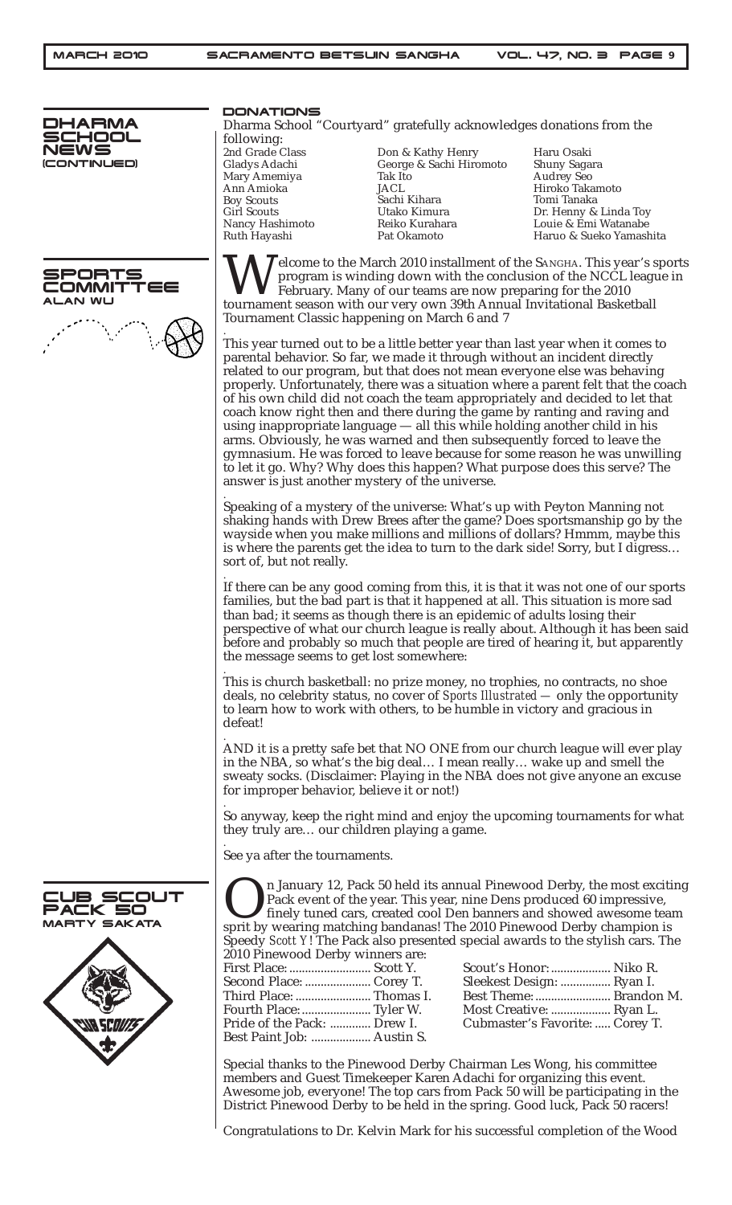## Dharma School News (continued)

### Donations

Dharma School "Courtyard" gratefully acknowledges donations from the following:

2nd Grade Class
Gladys Adachi
Mary Amemiya
Ann Amioka
Boy Scouts
Girl Scouts
Nancy Hashimoto
Ruth Hayashi
Don & Kathy Henry
George & Sachi Hiromoto
Tak Ito
JACL
Sachi Kihara
Utako Kimura
Reiko Kurahara
Pat Okamoto
Haru Osaki
Shuny Sagara
Audrey Seo
Hiroko Takamoto
Tomi Tanaka
Dr. Henny & Linda Toy
Louie & Emi Watanabe
Haruo & Sueko Yamashita

## Sports Committee

### Alan Wu

Welcome to the March 2010 installment of the Sangha. This year's sports program is winding down with the conclusion of the NCCL league in February. Many of our teams are now preparing for the 2010 tournament season with our very own 39th Annual Invitational Basketball Tournament Classic happening on March 6 and 7

This year turned out to be a little better year than last year when it comes to parental behavior. So far, we made it through without an incident directly related to our program, but that does not mean everyone else was behaving properly. Unfortunately, there was a situation where a parent felt that the coach of his own child did not coach the team appropriately and decided to let that coach know right then and there during the game by ranting and raving and using inappropriate language — all this while holding another child in his arms. Obviously, he was warned and then subsequently forced to leave the gymnasium. He was forced to leave because for some reason he was unwilling to let it go. Why? Why does this happen? What purpose does this serve? The answer is just another mystery of the universe.

Speaking of a mystery of the universe: What's up with Peyton Manning not shaking hands with Drew Brees after the game? Does sportsmanship go by the wayside when you make millions and millions of dollars? Hmmm, maybe this is where the parents get the idea to turn to the dark side! Sorry, but I digress… sort of, but not really.

If there can be any good coming from this, it is that it was not one of our sports families, but the bad part is that it happened at all. This situation is more sad than bad; it seems as though there is an epidemic of adults losing their perspective of what our church league is really about. Although it has been said before and probably so much that people are tired of hearing it, but apparently the message seems to get lost somewhere:

This is church basketball: no prize money, no trophies, no contracts, no shoe deals, no celebrity status, no cover of *Sports Illustrated* — only the opportunity to learn how to work with others, to be humble in victory and gracious in defeat!

AND it is a pretty safe bet that NO ONE from our church league will ever play in the NBA, so what's the big deal… I mean really… wake up and smell the sweaty socks. (Disclaimer: Playing in the NBA does not give anyone an excuse for improper behavior, believe it or not!)

So anyway, keep the right mind and enjoy the upcoming tournaments for what they truly are… our children playing a game.

See ya after the tournaments.

## Cub Scout Pack 50

### Marty Sakata

On January 12, Pack 50 held its annual Pinewood Derby, the most exciting Pack event of the year. This year, nine Dens produced 60 impressive, finely tuned cars, created cool Den banners and showed awesome team sprit by wearing matching bandanas! The 2010 Pinewood Derby champion is Speedy *Scott Y*! The Pack also presented special awards to the stylish cars. The 2010 Pinewood Derby winners are:

First Place: .......................... Scott Y.
Second Place: ..................... Corey T.
Third Place: ........................ Thomas I.
Fourth Place: ...................... Tyler W.
Pride of the Pack: ............. Drew I.
Best Paint Job: .................. Austin S.
Scout's Honor: ................... Niko R.
Sleekest Design: ................ Ryan I.
Best Theme: ........................ Brandon M.
Most Creative: ................... Ryan L.
Cubmaster's Favorite: ..... Corey T.

Special thanks to the Pinewood Derby Chairman Les Wong, his committee members and Guest Timekeeper Karen Adachi for organizing this event. Awesome job, everyone! The top cars from Pack 50 will be participating in the District Pinewood Derby to be held in the spring. Good luck, Pack 50 racers!

Congratulations to Dr. Kelvin Mark for his successful completion of the Wood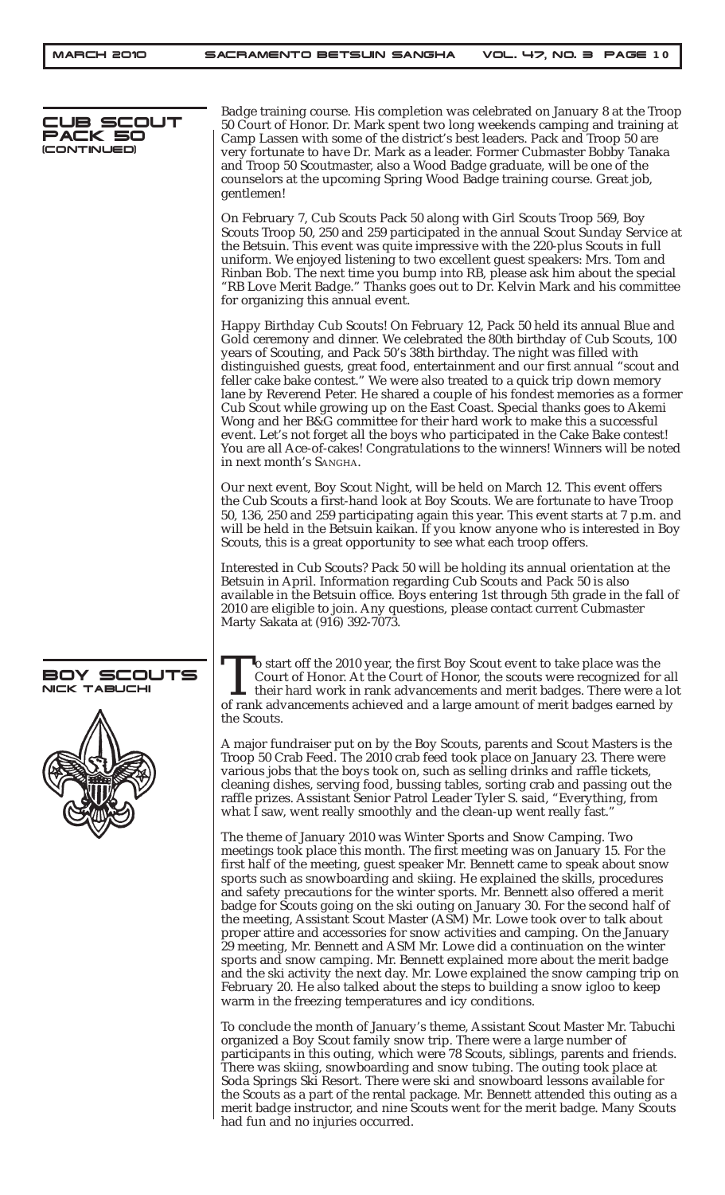## Cub Scout Pack 50 (continued)

Badge training course. His completion was celebrated on January 8 at the Troop 50 Court of Honor. Dr. Mark spent two long weekends camping and training at Camp Lassen with some of the district's best leaders. Pack and Troop 50 are very fortunate to have Dr. Mark as a leader. Former Cubmaster Bobby Tanaka and Troop 50 Scoutmaster, also a Wood Badge graduate, will be one of the counselors at the upcoming Spring Wood Badge training course. Great job, gentlemen!

On February 7, Cub Scouts Pack 50 along with Girl Scouts Troop 569, Boy Scouts Troop 50, 250 and 259 participated in the annual Scout Sunday Service at the Betsuin. This event was quite impressive with the 220-plus Scouts in full uniform. We enjoyed listening to two excellent guest speakers: Mrs. Tom and Rinban Bob. The next time you bump into RB, please ask him about the special "RB Love Merit Badge." Thanks goes out to Dr. Kelvin Mark and his committee for organizing this annual event.

Happy Birthday Cub Scouts! On February 12, Pack 50 held its annual Blue and Gold ceremony and dinner. We celebrated the 80th birthday of Cub Scouts, 100 years of Scouting, and Pack 50's 38th birthday. The night was filled with distinguished guests, great food, entertainment and our first annual "scout and feller cake bake contest." We were also treated to a quick trip down memory lane by Reverend Peter. He shared a couple of his fondest memories as a former Cub Scout while growing up on the East Coast. Special thanks goes to Akemi Wong and her B&G committee for their hard work to make this a successful event. Let's not forget all the boys who participated in the Cake Bake contest! You are all Ace-of-cakes! Congratulations to the winners! Winners will be noted in next month's SANGHA.

Our next event, Boy Scout Night, will be held on March 12. This event offers the Cub Scouts a first-hand look at Boy Scouts. We are fortunate to have Troop 50, 136, 250 and 259 participating again this year. This event starts at 7 p.m. and will be held in the Betsuin kaikan. If you know anyone who is interested in Boy Scouts, this is a great opportunity to see what each troop offers.

Interested in Cub Scouts? Pack 50 will be holding its annual orientation at the Betsuin in April. Information regarding Cub Scouts and Pack 50 is also available in the Betsuin office. Boys entering 1st through 5th grade in the fall of 2010 are eligible to join. Any questions, please contact current Cubmaster Marty Sakata at (916) 392-7073.

## Boy Scouts

**Nick Tabuchi**

To start off the 2010 year, the first Boy Scout event to take place was the Court of Honor. At the Court of Honor, the scouts were recognized for all their hard work in rank advancements and merit badges. There were a lot of rank advancements achieved and a large amount of merit badges earned by the Scouts.

A major fundraiser put on by the Boy Scouts, parents and Scout Masters is the Troop 50 Crab Feed. The 2010 crab feed took place on January 23. There were various jobs that the boys took on, such as selling drinks and raffle tickets, cleaning dishes, serving food, bussing tables, sorting crab and passing out the raffle prizes. Assistant Senior Patrol Leader Tyler S. said, "Everything, from what I saw, went really smoothly and the clean-up went really fast."

The theme of January 2010 was Winter Sports and Snow Camping. Two meetings took place this month. The first meeting was on January 15. For the first half of the meeting, guest speaker Mr. Bennett came to speak about snow sports such as snowboarding and skiing. He explained the skills, procedures and safety precautions for the winter sports. Mr. Bennett also offered a merit badge for Scouts going on the ski outing on January 30. For the second half of the meeting, Assistant Scout Master (ASM) Mr. Lowe took over to talk about proper attire and accessories for snow activities and camping. On the January 29 meeting, Mr. Bennett and ASM Mr. Lowe did a continuation on the winter sports and snow camping. Mr. Bennett explained more about the merit badge and the ski activity the next day. Mr. Lowe explained the snow camping trip on February 20. He also talked about the steps to building a snow igloo to keep warm in the freezing temperatures and icy conditions.

To conclude the month of January's theme, Assistant Scout Master Mr. Tabuchi organized a Boy Scout family snow trip. There were a large number of participants in this outing, which were 78 Scouts, siblings, parents and friends. There was skiing, snowboarding and snow tubing. The outing took place at Soda Springs Ski Resort. There were ski and snowboard lessons available for the Scouts as a part of the rental package. Mr. Bennett attended this outing as a merit badge instructor, and nine Scouts went for the merit badge. Many Scouts had fun and no injuries occurred.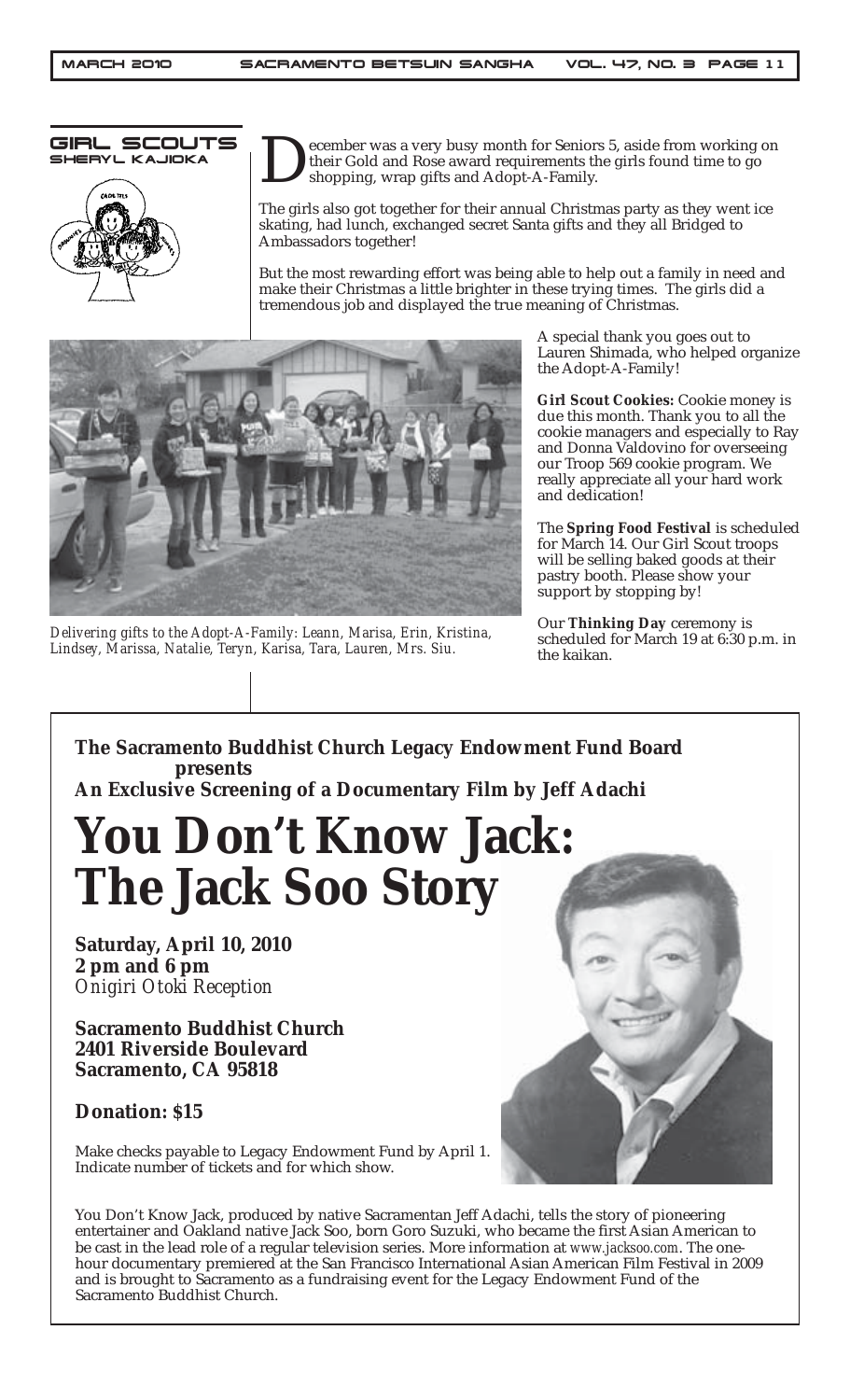## GIRL SCOUTS
### SHERYL KAJIOKA

December was a very busy month for Seniors 5, aside from working on their Gold and Rose award requirements the girls found time to go shopping, wrap gifts and Adopt-A-Family.

The girls also got together for their annual Christmas party as they went ice skating, had lunch, exchanged secret Santa gifts and they all Bridged to Ambassadors together!

But the most rewarding effort was being able to help out a family in need and make their Christmas a little brighter in these trying times. The girls did a tremendous job and displayed the true meaning of Christmas.

*Delivering gifts to the Adopt-A-Family: Leann, Marisa, Erin, Kristina, Lindsey, Marissa, Natalie, Teryn, Karisa, Tara, Lauren, Mrs. Siu.*

A special thank you goes out to Lauren Shimada, who helped organize the Adopt-A-Family!

**Girl Scout Cookies:** Cookie money is due this month. Thank you to all the cookie managers and especially to Ray and Donna Valdovino for overseeing our Troop 569 cookie program. We really appreciate all your hard work and dedication!

The **Spring Food Festival** is scheduled for March 14. Our Girl Scout troops will be selling baked goods at their pastry booth. Please show your support by stopping by!

Our **Thinking Day** ceremony is scheduled for March 19 at 6:30 p.m. in the kaikan.

---

**The Sacramento Buddhist Church Legacy Endowment Fund Board presents**
**An Exclusive Screening of a Documentary Film by Jeff Adachi**

# You Don't Know Jack: The Jack Soo Story

**Saturday, April 10, 2010**
**2 pm and 6 pm**
*Onigiri Otoki Reception*

**Sacramento Buddhist Church**
**2401 Riverside Boulevard**
**Sacramento, CA 95818**

**Donation: $15**

Make checks payable to Legacy Endowment Fund by April 1.
Indicate number of tickets and for which show.

You Don't Know Jack, produced by native Sacramentan Jeff Adachi, tells the story of pioneering entertainer and Oakland native Jack Soo, born Goro Suzuki, who became the first Asian American to be cast in the lead role of a regular television series. More information at *www.jacksoo.com*. The one-hour documentary premiered at the San Francisco International Asian American Film Festival in 2009 and is brought to Sacramento as a fundraising event for the Legacy Endowment Fund of the Sacramento Buddhist Church.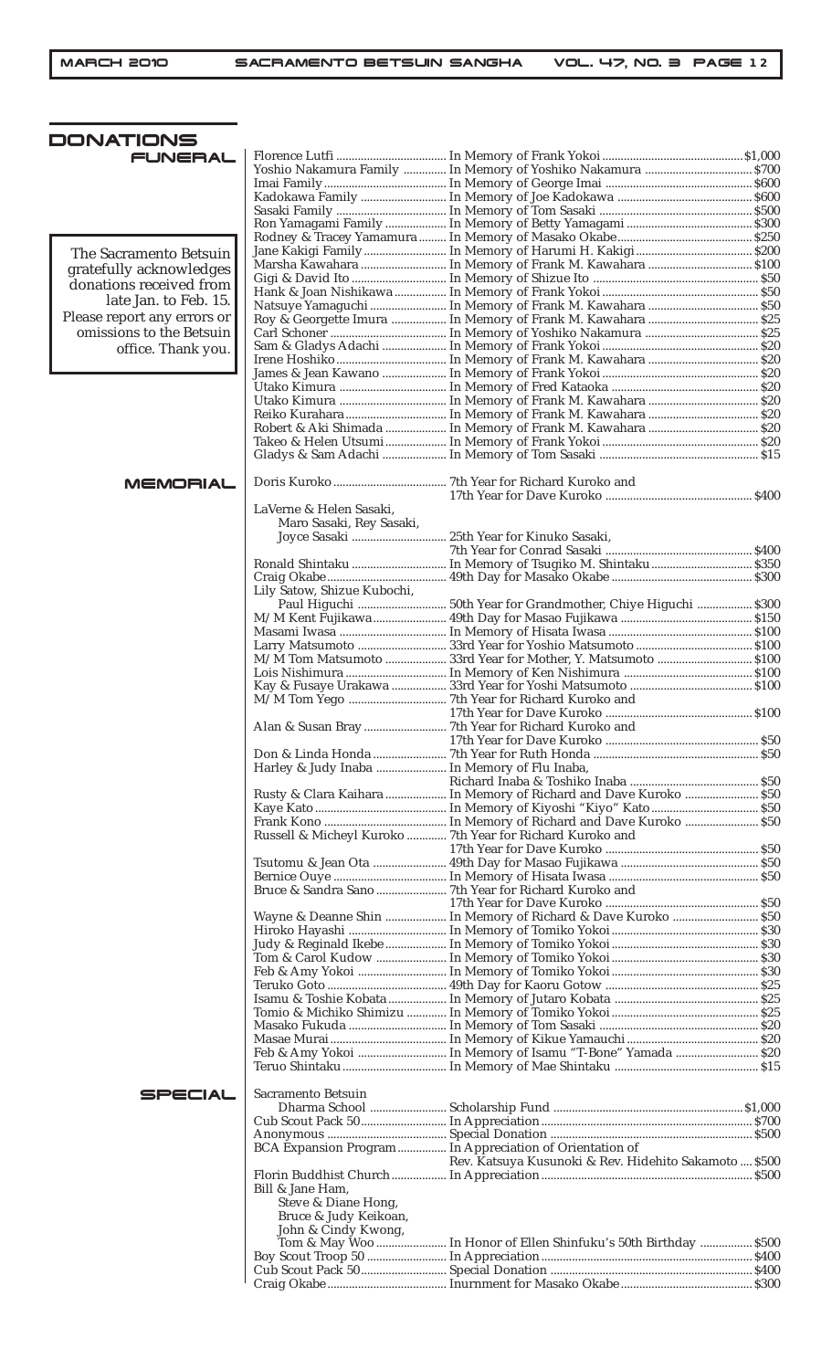# DONATIONS

The Sacramento Betsuin gratefully acknowledges donations received from late Jan. to Feb. 15. Please report any errors or omissions to the Betsuin office. Thank you.

## FUNERAL

| Donor | Purpose | Amount |
|---|---|---|
| Florence Lutfi | In Memory of Frank Yokoi | $1,000 |
| Yoshio Nakamura Family | In Memory of Yoshiko Nakamura | $700 |
| Imai Family | In Memory of George Imai | $600 |
| Kadokawa Family | In Memory of Joe Kadokawa | $600 |
| Sasaki Family | In Memory of Tom Sasaki | $500 |
| Ron Yamagami Family | In Memory of Betty Yamagami | $300 |
| Rodney & Tracey Yamamura | In Memory of Masako Okabe | $250 |
| Jane Kakigi Family | In Memory of Harumi H. Kakigi | $200 |
| Marsha Kawahara | In Memory of Frank M. Kawahara | $100 |
| Gigi & David Ito | In Memory of Shizue Ito | $50 |
| Hank & Joan Nishikawa | In Memory of Frank Yokoi | $50 |
| Natsuye Yamaguchi | In Memory of Frank M. Kawahara | $50 |
| Roy & Georgette Imura | In Memory of Frank M. Kawahara | $25 |
| Carl Schoner | In Memory of Yoshiko Nakamura | $25 |
| Sam & Gladys Adachi | In Memory of Frank Yokoi | $20 |
| Irene Hoshiko | In Memory of Frank M. Kawahara | $20 |
| James & Jean Kawano | In Memory of Frank Yokoi | $20 |
| Utako Kimura | In Memory of Fred Kataoka | $20 |
| Utako Kimura | In Memory of Frank M. Kawahara | $20 |
| Reiko Kurahara | In Memory of Frank M. Kawahara | $20 |
| Robert & Aki Shimada | In Memory of Frank M. Kawahara | $20 |
| Takeo & Helen Utsumi | In Memory of Frank Yokoi | $20 |
| Gladys & Sam Adachi | In Memory of Tom Sasaki | $15 |

## MEMORIAL

| Donor | Purpose | Amount |
|---|---|---|
| Doris Kuroko | 7th Year for Richard Kuroko and 17th Year for Dave Kuroko | $400 |
| LaVerne & Helen Sasaki, Maro Sasaki, Rey Sasaki, Joyce Sasaki | 25th Year for Kinuko Sasaki, 7th Year for Conrad Sasaki | $400 |
| Ronald Shintaku | In Memory of Tsugiko M. Shintaku | $350 |
| Craig Okabe | 49th Day for Masako Okabe | $300 |
| Lily Satow, Shizue Kubochi, Paul Higuchi | 50th Year for Grandmother, Chiye Higuchi | $300 |
| M/M Kent Fujikawa | 49th Day for Masao Fujikawa | $150 |
| Masami Iwasa | In Memory of Hisata Iwasa | $100 |
| Larry Matsumoto | 33rd Year for Yoshio Matsumoto | $100 |
| M/M Tom Matsumoto | 33rd Year for Mother, Y. Matsumoto | $100 |
| Lois Nishimura | In Memory of Ken Nishimura | $100 |
| Kay & Fusaye Urakawa | 33rd Year for Yoshi Matsumoto | $100 |
| M/M Tom Yego | 7th Year for Richard Kuroko and 17th Year for Dave Kuroko | $100 |
| Alan & Susan Bray | 7th Year for Richard Kuroko and 17th Year for Dave Kuroko | $50 |
| Don & Linda Honda | 7th Year for Ruth Honda | $50 |
| Harley & Judy Inaba | In Memory of Flu Inaba, Richard Inaba & Toshiko Inaba | $50 |
| Rusty & Clara Kaihara | In Memory of Richard and Dave Kuroko | $50 |
| Kaye Kato | In Memory of Kiyoshi "Kiyo" Kato | $50 |
| Frank Kono | In Memory of Richard and Dave Kuroko | $50 |
| Russell & Micheyl Kuroko | 7th Year for Richard Kuroko and 17th Year for Dave Kuroko | $50 |
| Tsutomu & Jean Ota | 49th Day for Masao Fujikawa | $50 |
| Bernice Ouye | In Memory of Hisata Iwasa | $50 |
| Bruce & Sandra Sano | 7th Year for Richard Kuroko and 17th Year for Dave Kuroko | $50 |
| Wayne & Deanne Shin | In Memory of Richard & Dave Kuroko | $50 |
| Hiroko Hayashi | In Memory of Tomiko Yokoi | $30 |
| Judy & Reginald Ikebe | In Memory of Tomiko Yokoi | $30 |
| Tom & Carol Kudow | In Memory of Tomiko Yokoi | $30 |
| Feb & Amy Yokoi | In Memory of Tomiko Yokoi | $30 |
| Teruko Goto | 49th Day for Kaoru Gotow | $25 |
| Isamu & Toshie Kobata | In Memory of Jutaro Kobata | $25 |
| Tomio & Michiko Shimizu | In Memory of Tomiko Yokoi | $25 |
| Masako Fukuda | In Memory of Tom Sasaki | $20 |
| Masae Murai | In Memory of Kikue Yamauchi | $20 |
| Feb & Amy Yokoi | In Memory of Isamu "T-Bone" Yamada | $20 |
| Teruo Shintaku | In Memory of Mae Shintaku | $15 |

## SPECIAL

| Donor | Purpose | Amount |
|---|---|---|
| Sacramento Betsuin Dharma School | Scholarship Fund | $1,000 |
| Cub Scout Pack 50 | In Appreciation | $700 |
| Anonymous | Special Donation | $500 |
| BCA Expansion Program | In Appreciation of Orientation of Rev. Katsuya Kusunoki & Rev. Hidehito Sakamoto | $500 |
| Florin Buddhist Church | In Appreciation | $500 |
| Bill & Jane Ham, Steve & Diane Hong, Bruce & Judy Keikoan, John & Cindy Kwong, Tom & May Woo | In Honor of Ellen Shinfuku's 50th Birthday | $500 |
| Boy Scout Troop 50 | In Appreciation | $400 |
| Cub Scout Pack 50 | Special Donation | $400 |
| Craig Okabe | Inurnment for Masako Okabe | $300 |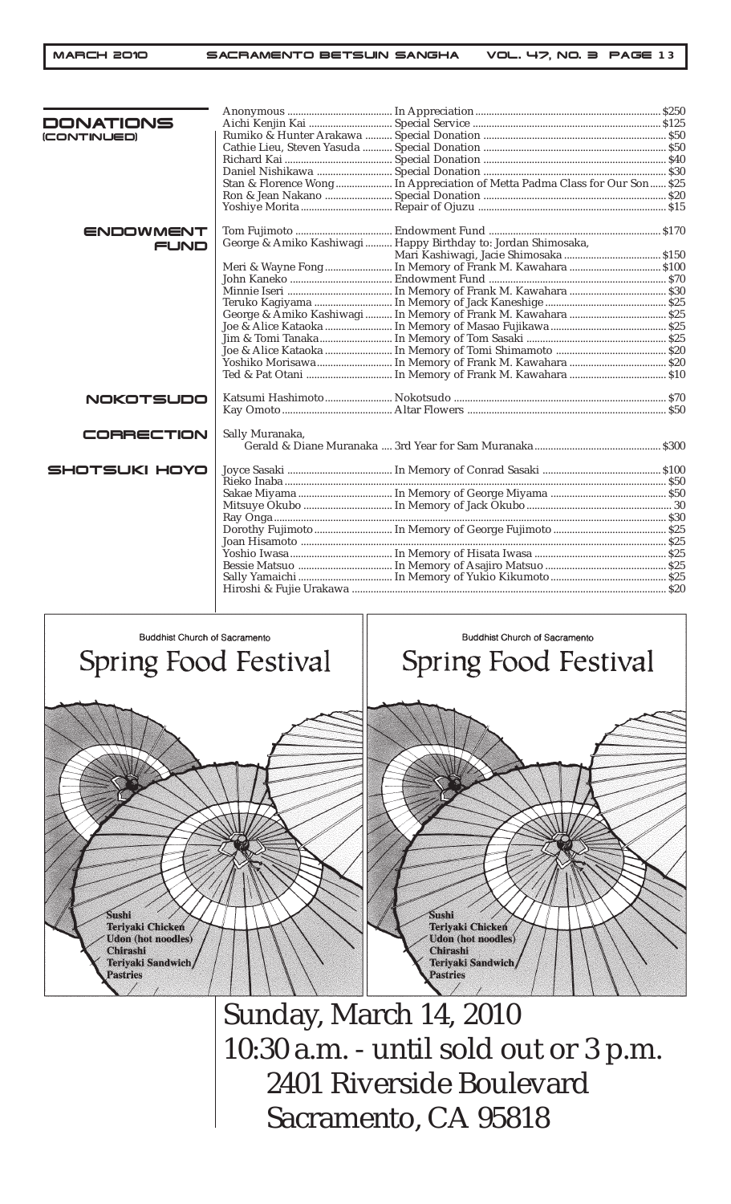## DONATIONS (CONTINUED)

| | | |
|---|---|---|
| Anonymous | In Appreciation | $250 |
| Aichi Kenjin Kai | Special Service | $125 |
| Rumiko & Hunter Arakawa | Special Donation | $50 |
| Cathie Lieu, Steven Yasuda | Special Donation | $50 |
| Richard Kai | Special Donation | $40 |
| Daniel Nishikawa | Special Donation | $30 |
| Stan & Florence Wong | In Appreciation of Metta Padma Class for Our Son | $25 |
| Ron & Jean Nakano | Special Donation | $20 |
| Yoshiye Morita | Repair of Ojuzu | $15 |

## ENDOWMENT FUND

| | | |
|---|---|---|
| Tom Fujimoto | Endowment Fund | $170 |
| George & Amiko Kashiwagi | Happy Birthday to: Jordan Shimosaka, Mari Kashiwagi, Jacie Shimosaka | $150 |
| Meri & Wayne Fong | In Memory of Frank M. Kawahara | $100 |
| John Kaneko | Endowment Fund | $70 |
| Minnie Iseri | In Memory of Frank M. Kawahara | $30 |
| Teruko Kagiyama | In Memory of Jack Kaneshige | $25 |
| George & Amiko Kashiwagi | In Memory of Frank M. Kawahara | $25 |
| Joe & Alice Kataoka | In Memory of Masao Fujikawa | $25 |
| Jim & Tomi Tanaka | In Memory of Tom Sasaki | $25 |
| Joe & Alice Kataoka | In Memory of Tomi Shimamoto | $20 |
| Yoshiko Morisawa | In Memory of Frank M. Kawahara | $20 |
| Ted & Pat Otani | In Memory of Frank M. Kawahara | $10 |

## NOKOTSUDO

| | | |
|---|---|---|
| Katsumi Hashimoto | Nokotsudo | $70 |
| Kay Omoto | Altar Flowers | $50 |

## CORRECTION

| | | |
|---|---|---|
| Sally Muranaka, Gerald & Diane Muranaka | 3rd Year for Sam Muranaka | $300 |

## SHOTSUKI HOYO

| | | |
|---|---|---|
| Joyce Sasaki | In Memory of Conrad Sasaki | $100 |
| Rieko Inaba | | $50 |
| Sakae Miyama | In Memory of George Miyama | $50 |
| Mitsuye Okubo | In Memory of Jack Okubo | 30 |
| Ray Onga | | $30 |
| Dorothy Fujimoto | In Memory of George Fujimoto | $25 |
| Joan Hisamoto | | $25 |
| Yoshio Iwasa | In Memory of Hisata Iwasa | $25 |
| Bessie Matsuo | In Memory of Asajiro Matsuo | $25 |
| Sally Yamaichi | In Memory of Yukio Kikumoto | $25 |
| Hiroshi & Fujie Urakawa | | $20 |

Buddhist Church of Sacramento

# Spring Food Festival

Sushi
Teriyaki Chicken
Udon (hot noodles)
Chirashi
Teriyaki Sandwich
Pastries

Buddhist Church of Sacramento

# Spring Food Festival

Sushi
Teriyaki Chicken
Udon (hot noodles)
Chirashi
Teriyaki Sandwich
Pastries

Sunday, March 14, 2010
10:30 a.m. - until sold out or 3 p.m.
2401 Riverside Boulevard
Sacramento, CA 95818